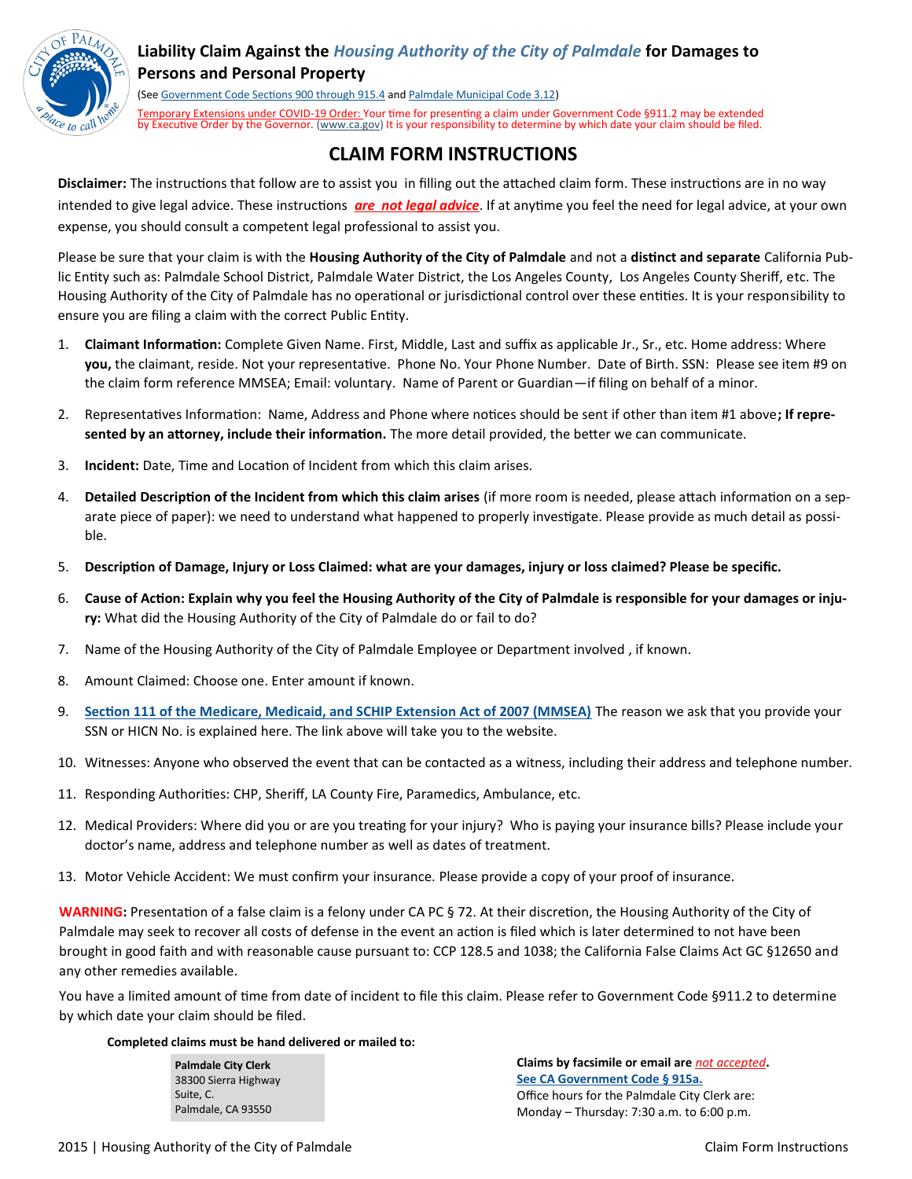# Liability Claim Against the *Housing Authority of the City of Palmdale* for Damages to Persons and Personal Property

(See Government Code Sections 900 through 915.4 and Palmdale Municipal Code 3.12)

Temporary Extensions under COVID-19 Order: Your time for presenting a claim under Government Code §911.2 may be extended by Executive Order by the Governor. (www.ca.gov) It is your responsibility to determine by which date your claim should be filed.

## CLAIM FORM INSTRUCTIONS

**Disclaimer:** The instructions that follow are to assist you in filling out the attached claim form. These instructions are in no way intended to give legal advice. These instructions ***are not legal advice***. If at anytime you feel the need for legal advice, at your own expense, you should consult a competent legal professional to assist you.

Please be sure that your claim is with the **Housing Authority of the City of Palmdale** and not a **distinct and separate** California Public Entity such as: Palmdale School District, Palmdale Water District, the Los Angeles County, Los Angeles County Sheriff, etc. The Housing Authority of the City of Palmdale has no operational or jurisdictional control over these entities. It is your responsibility to ensure you are filing a claim with the correct Public Entity.

1. **Claimant Information:** Complete Given Name. First, Middle, Last and suffix as applicable Jr., Sr., etc. Home address: Where **you,** the claimant, reside. Not your representative. Phone No. Your Phone Number. Date of Birth. SSN: Please see item #9 on the claim form reference MMSEA; Email: voluntary. Name of Parent or Guardian—if filing on behalf of a minor.
2. Representatives Information: Name, Address and Phone where notices should be sent if other than item #1 above**; If represented by an attorney, include their information.** The more detail provided, the better we can communicate.
3. **Incident:** Date, Time and Location of Incident from which this claim arises.
4. **Detailed Description of the Incident from which this claim arises** (if more room is needed, please attach information on a separate piece of paper): we need to understand what happened to properly investigate. Please provide as much detail as possible.
5. **Description of Damage, Injury or Loss Claimed: what are your damages, injury or loss claimed? Please be specific.**
6. **Cause of Action: Explain why you feel the Housing Authority of the City of Palmdale is responsible for your damages or injury:** What did the Housing Authority of the City of Palmdale do or fail to do?
7. Name of the Housing Authority of the City of Palmdale Employee or Department involved , if known.
8. Amount Claimed: Choose one. Enter amount if known.
9. **Section 111 of the Medicare, Medicaid, and SCHIP Extension Act of 2007 (MMSEA)** The reason we ask that you provide your SSN or HICN No. is explained here. The link above will take you to the website.
10. Witnesses: Anyone who observed the event that can be contacted as a witness, including their address and telephone number.
11. Responding Authorities: CHP, Sheriff, LA County Fire, Paramedics, Ambulance, etc.
12. Medical Providers: Where did you or are you treating for your injury? Who is paying your insurance bills? Please include your doctor's name, address and telephone number as well as dates of treatment.
13. Motor Vehicle Accident: We must confirm your insurance. Please provide a copy of your proof of insurance.

**WARNING:** Presentation of a false claim is a felony under CA PC § 72. At their discretion, the Housing Authority of the City of Palmdale may seek to recover all costs of defense in the event an action is filed which is later determined to not have been brought in good faith and with reasonable cause pursuant to: CCP 128.5 and 1038; the California False Claims Act GC §12650 and any other remedies available.

You have a limited amount of time from date of incident to file this claim. Please refer to Government Code §911.2 to determine by which date your claim should be filed.

**Completed claims must be hand delivered or mailed to:**

**Palmdale City Clerk**
38300 Sierra Highway
Suite, C.
Palmdale, CA 93550

**Claims by facsimile or email are *not accepted*.**
**See CA Government Code § 915a.**
Office hours for the Palmdale City Clerk are:
Monday – Thursday: 7:30 a.m. to 6:00 p.m.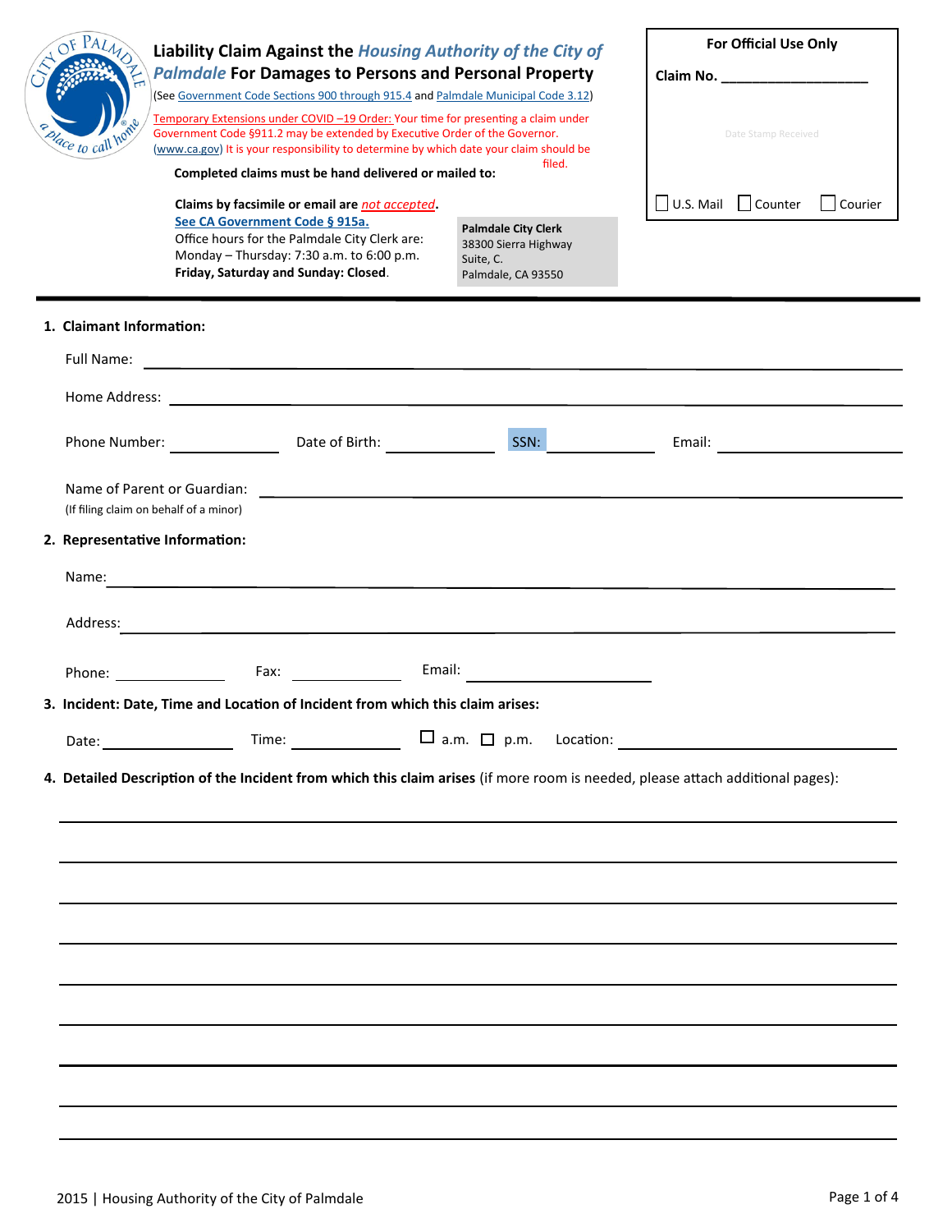# Liability Claim Against the *Housing Authority of the City of Palmdale* For Damages to Persons and Personal Property

(See Government Code Sections 900 through 915.4 and Palmdale Municipal Code 3.12)

Temporary Extensions under COVID –19 Order: Your time for presenting a claim under Government Code §911.2 may be extended by Executive Order of the Governor. (www.ca.gov) It is your responsibility to determine by which date your claim should be filed.

**Completed claims must be hand delivered or mailed to:**

**Claims by facsimile or email are** *not accepted*.

**See CA Government Code § 915a.**

Office hours for the Palmdale City Clerk are:
Monday – Thursday: 7:30 a.m. to 6:00 p.m.
**Friday, Saturday and Sunday: Closed**.

**Palmdale City Clerk**
38300 Sierra Highway
Suite, C.
Palmdale, CA 93550

**For Official Use Only**

**Claim No.** ___________________

Date Stamp Received

☐ U.S. Mail ☐ Counter ☐ Courier

**1. Claimant Information:**

Full Name: ______________________________

Home Address: ______________________________

Phone Number: ____________ Date of Birth: ____________ SSN: ____________ Email: ____________

Name of Parent or Guardian: ______________________________
(If filing claim on behalf of a minor)

**2. Representative Information:**

Name: ______________________________

Address: ______________________________

Phone: ____________ Fax: ____________ Email: ____________

**3. Incident: Date, Time and Location of Incident from which this claim arises:**

Date: ____________ Time: ____________ ☐ a.m. ☐ p.m. Location: ____________

**4. Detailed Description of the Incident from which this claim arises** (if more room is needed, please attach additional pages):

______________________________

______________________________

______________________________

______________________________

______________________________

______________________________

______________________________

______________________________

______________________________

2015 | Housing Authority of the City of Palmdale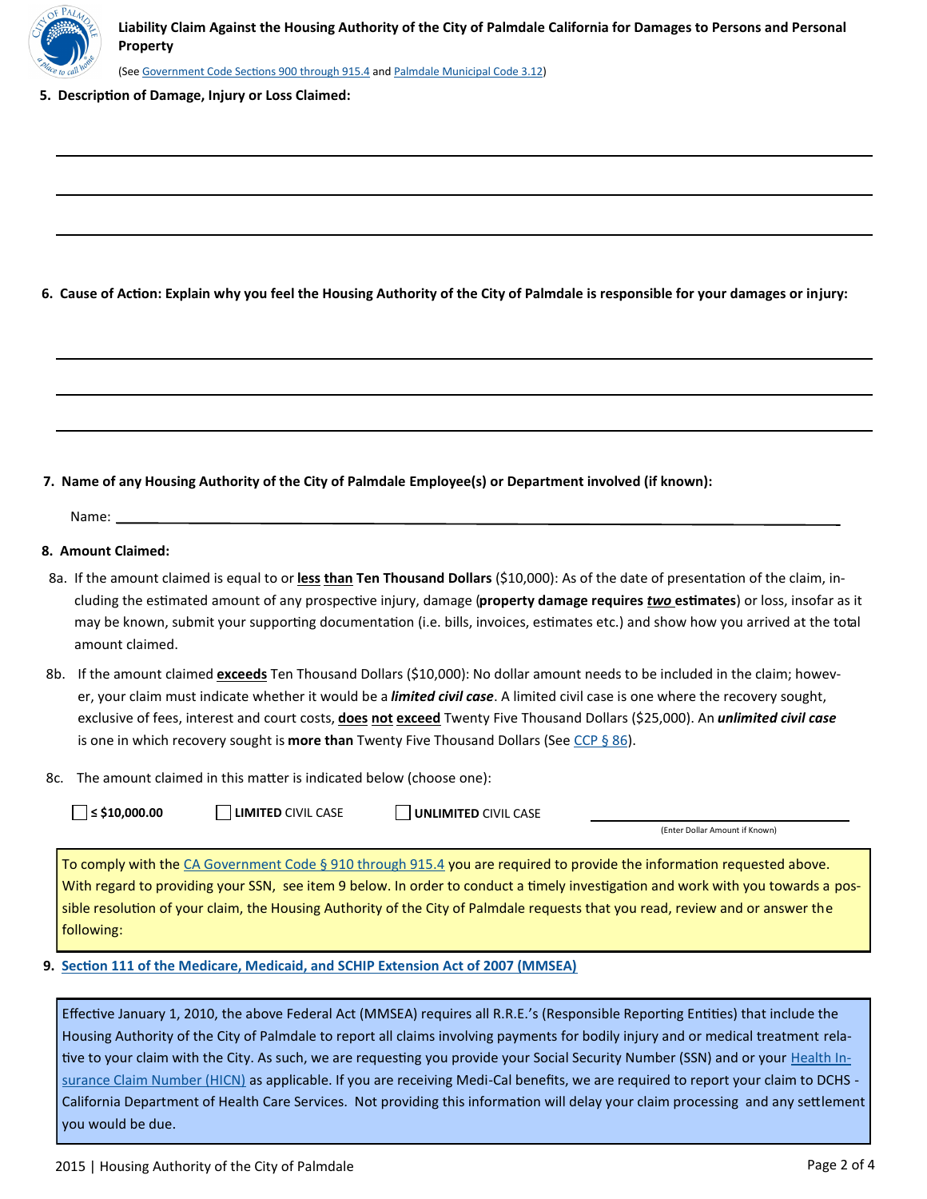**Liability Claim Against the Housing Authority of the City of Palmdale California for Damages to Persons and Personal Property**

(See Government Code Sections 900 through 915.4 and Palmdale Municipal Code 3.12)

**5. Description of Damage, Injury or Loss Claimed:**

______________________________________________________________________

______________________________________________________________________

______________________________________________________________________

**6. Cause of Action: Explain why you feel the Housing Authority of the City of Palmdale is responsible for your damages or injury:**

______________________________________________________________________

______________________________________________________________________

______________________________________________________________________

**7. Name of any Housing Authority of the City of Palmdale Employee(s) or Department involved (if known):**

Name: ______________________________________________________________

**8. Amount Claimed:**

8a. If the amount claimed is equal to or **less than Ten Thousand Dollars** ($10,000): As of the date of presentation of the claim, including the estimated amount of any prospective injury, damage (**property damage requires *two* estimates**) or loss, insofar as it may be known, submit your supporting documentation (i.e. bills, invoices, estimates etc.) and show how you arrived at the total amount claimed.

8b. If the amount claimed **exceeds** Ten Thousand Dollars ($10,000): No dollar amount needs to be included in the claim; however, your claim must indicate whether it would be a ***limited civil case***. A limited civil case is one where the recovery sought, exclusive of fees, interest and court costs, **does not exceed** Twenty Five Thousand Dollars ($25,000). An ***unlimited civil case*** is one in which recovery sought is **more than** Twenty Five Thousand Dollars (See CCP § 86).

8c. The amount claimed in this matter is indicated below (choose one):

☐ **≤ $10,000.00** ☐ **LIMITED** CIVIL CASE ☐ **UNLIMITED** CIVIL CASE ______________________
(Enter Dollar Amount if Known)

To comply with the CA Government Code § 910 through 915.4 you are required to provide the information requested above. With regard to providing your SSN, see item 9 below. In order to conduct a timely investigation and work with you towards a possible resolution of your claim, the Housing Authority of the City of Palmdale requests that you read, review and or answer the following:

**9. Section 111 of the Medicare, Medicaid, and SCHIP Extension Act of 2007 (MMSEA)**

Effective January 1, 2010, the above Federal Act (MMSEA) requires all R.R.E.'s (Responsible Reporting Entities) that include the Housing Authority of the City of Palmdale to report all claims involving payments for bodily injury and or medical treatment relative to your claim with the City. As such, we are requesting you provide your Social Security Number (SSN) and or your Health Insurance Claim Number (HICN) as applicable. If you are receiving Medi-Cal benefits, we are required to report your claim to DCHS - California Department of Health Care Services. Not providing this information will delay your claim processing and any settlement you would be due.

2015 | Housing Authority of the City of Palmdale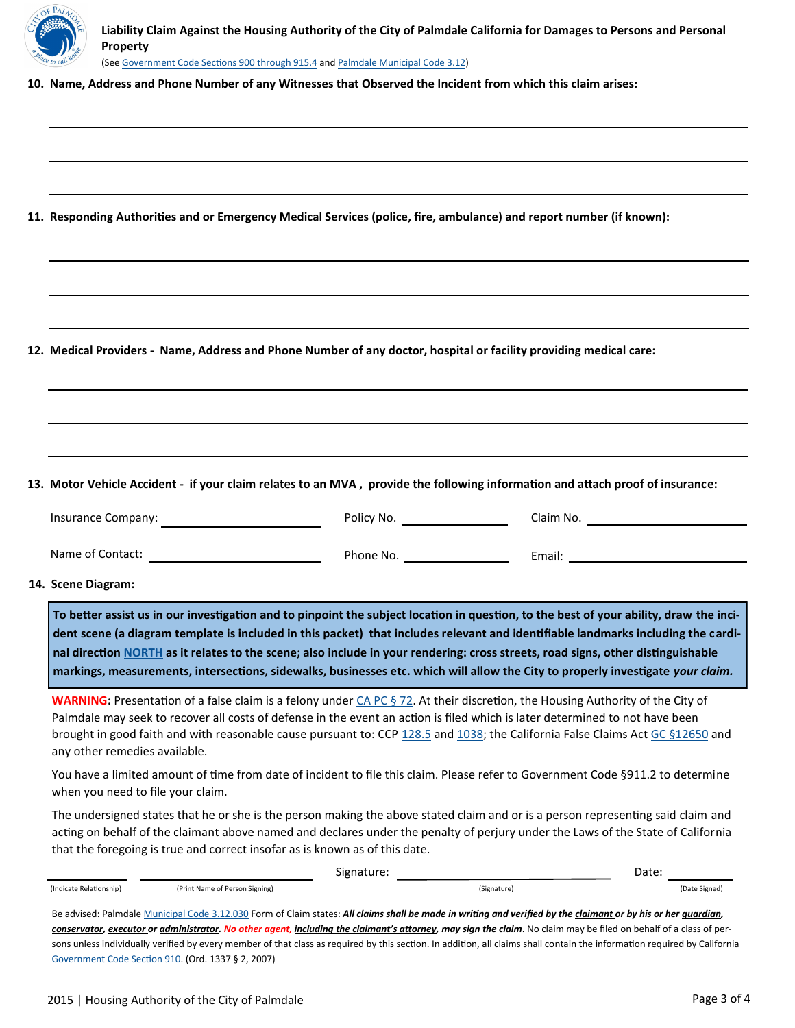**Liability Claim Against the Housing Authority of the City of Palmdale California for Damages to Persons and Personal Property**

(See Government Code Sections 900 through 915.4 and Palmdale Municipal Code 3.12)

**10. Name, Address and Phone Number of any Witnesses that Observed the Incident from which this claim arises:**

______________________________________________

______________________________________________

______________________________________________

**11. Responding Authorities and or Emergency Medical Services (police, fire, ambulance) and report number (if known):**

______________________________________________

______________________________________________

______________________________________________

**12. Medical Providers - Name, Address and Phone Number of any doctor, hospital or facility providing medical care:**

______________________________________________

______________________________________________

______________________________________________

**13. Motor Vehicle Accident - if your claim relates to an MVA , provide the following information and attach proof of insurance:**

Insurance Company: ______________ Policy No. ______________ Claim No. ______________

Name of Contact: ______________ Phone No. ______________ Email: ______________

**14. Scene Diagram:**

**To better assist us in our investigation and to pinpoint the subject location in question, to the best of your ability, draw the incident scene (a diagram template is included in this packet) that includes relevant and identifiable landmarks including the cardinal direction NORTH as it relates to the scene; also include in your rendering: cross streets, road signs, other distinguishable markings, measurements, intersections, sidewalks, businesses etc. which will allow the City to properly investigate *your claim*.**

**WARNING:** Presentation of a false claim is a felony under CA PC § 72. At their discretion, the Housing Authority of the City of Palmdale may seek to recover all costs of defense in the event an action is filed which is later determined to not have been brought in good faith and with reasonable cause pursuant to: CCP 128.5 and 1038; the California False Claims Act GC §12650 and any other remedies available.

You have a limited amount of time from date of incident to file this claim. Please refer to Government Code §911.2 to determine when you need to file your claim.

The undersigned states that he or she is the person making the above stated claim and or is a person representing said claim and acting on behalf of the claimant above named and declares under the penalty of perjury under the Laws of the State of California that the foregoing is true and correct insofar as is known as of this date.

______________ ______________ Signature: ______________ Date: ______________

(Indicate Relationship) (Print Name of Person Signing) (Signature) (Date Signed)

Be advised: Palmdale Municipal Code 3.12.030 Form of Claim states: ***All claims shall be made in writing and verified by the claimant or by his or her guardian, conservator, executor or administrator. No other agent, including the claimant's attorney, may sign the claim***. No claim may be filed on behalf of a class of persons unless individually verified by every member of that class as required by this section. In addition, all claims shall contain the information required by California Government Code Section 910. (Ord. 1337 § 2, 2007)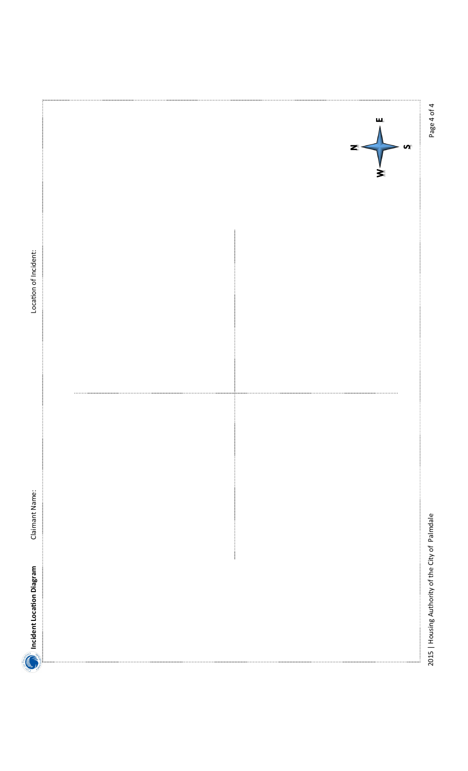# Incident Location Diagram

Claimant Name:

Location of Incident:

N

E

S

W

2015 | Housing Authority of the City of Palmdale